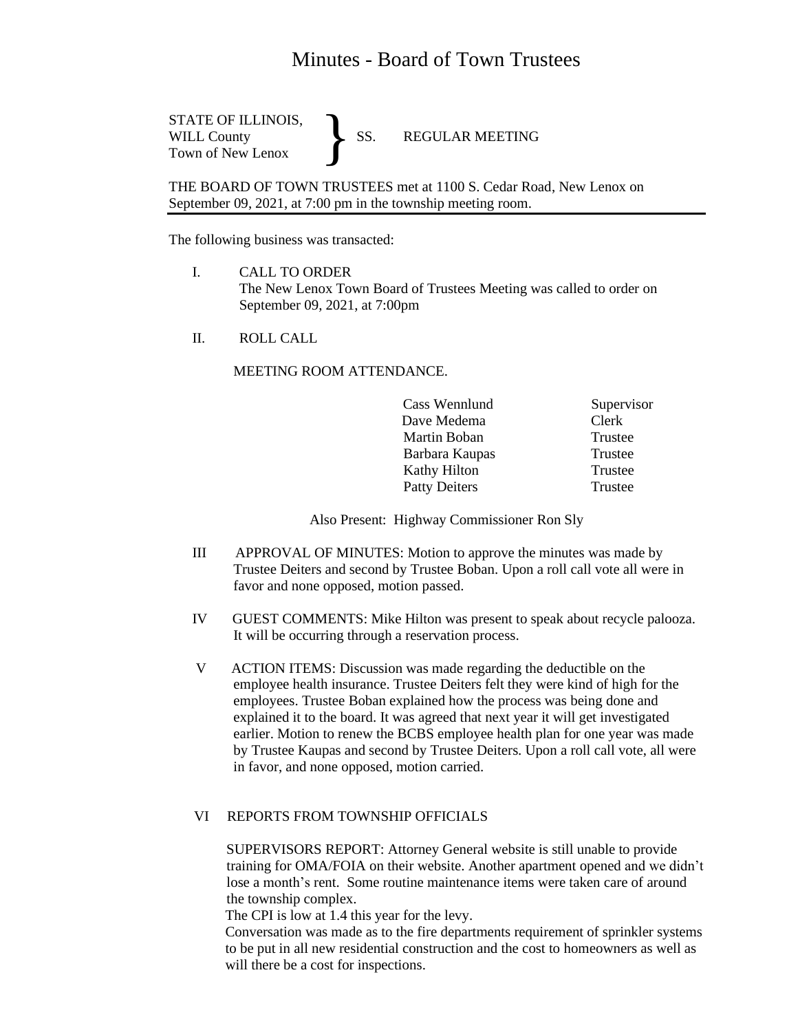# Minutes - Board of Town Trustees

STATE OF ILLINOIS,
WILL County
Town of New Lenox

} SS. REGULAR MEETING

THE BOARD OF TOWN TRUSTEES met at 1100 S. Cedar Road, New Lenox on September 09, 2021, at 7:00 pm in the township meeting room.

The following business was transacted:

I. CALL TO ORDER
The New Lenox Town Board of Trustees Meeting was called to order on September 09, 2021, at 7:00pm

II. ROLL CALL

MEETING ROOM ATTENDANCE.

| | |
|---|---|
| Cass Wennlund | Supervisor |
| Dave Medema | Clerk |
| Martin Boban | Trustee |
| Barbara Kaupas | Trustee |
| Kathy Hilton | Trustee |
| Patty Deiters | Trustee |

Also Present: Highway Commissioner Ron Sly

III APPROVAL OF MINUTES: Motion to approve the minutes was made by Trustee Deiters and second by Trustee Boban. Upon a roll call vote all were in favor and none opposed, motion passed.

IV GUEST COMMENTS: Mike Hilton was present to speak about recycle palooza. It will be occurring through a reservation process.

V ACTION ITEMS: Discussion was made regarding the deductible on the employee health insurance. Trustee Deiters felt they were kind of high for the employees. Trustee Boban explained how the process was being done and explained it to the board. It was agreed that next year it will get investigated earlier. Motion to renew the BCBS employee health plan for one year was made by Trustee Kaupas and second by Trustee Deiters. Upon a roll call vote, all were in favor, and none opposed, motion carried.

VI REPORTS FROM TOWNSHIP OFFICIALS

SUPERVISORS REPORT: Attorney General website is still unable to provide training for OMA/FOIA on their website. Another apartment opened and we didn't lose a month's rent. Some routine maintenance items were taken care of around the township complex.
The CPI is low at 1.4 this year for the levy.
Conversation was made as to the fire departments requirement of sprinkler systems to be put in all new residential construction and the cost to homeowners as well as will there be a cost for inspections.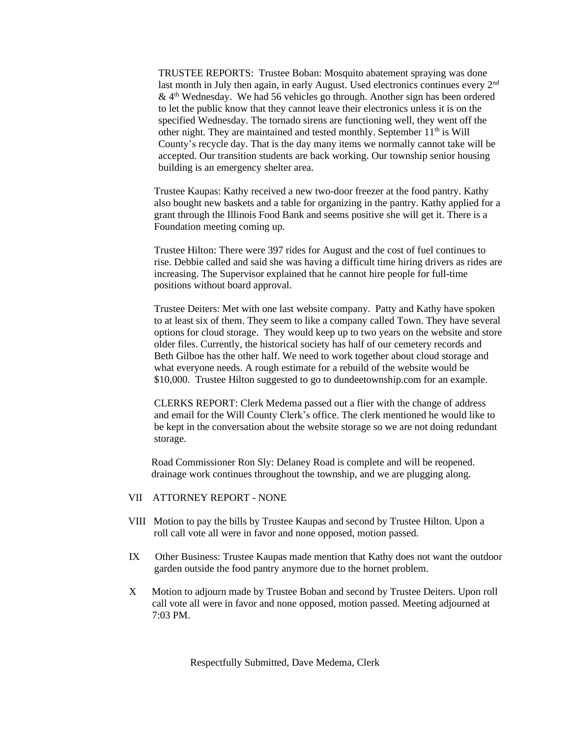TRUSTEE REPORTS: Trustee Boban: Mosquito abatement spraying was done last month in July then again, in early August. Used electronics continues every 2nd & 4th Wednesday. We had 56 vehicles go through. Another sign has been ordered to let the public know that they cannot leave their electronics unless it is on the specified Wednesday. The tornado sirens are functioning well, they went off the other night. They are maintained and tested monthly. September 11th is Will County's recycle day. That is the day many items we normally cannot take will be accepted. Our transition students are back working. Our township senior housing building is an emergency shelter area.

Trustee Kaupas: Kathy received a new two-door freezer at the food pantry. Kathy also bought new baskets and a table for organizing in the pantry. Kathy applied for a grant through the Illinois Food Bank and seems positive she will get it. There is a Foundation meeting coming up.

Trustee Hilton: There were 397 rides for August and the cost of fuel continues to rise. Debbie called and said she was having a difficult time hiring drivers as rides are increasing. The Supervisor explained that he cannot hire people for full-time positions without board approval.

Trustee Deiters: Met with one last website company. Patty and Kathy have spoken to at least six of them. They seem to like a company called Town. They have several options for cloud storage. They would keep up to two years on the website and store older files. Currently, the historical society has half of our cemetery records and Beth Gilboe has the other half. We need to work together about cloud storage and what everyone needs. A rough estimate for a rebuild of the website would be $10,000. Trustee Hilton suggested to go to dundeetownship.com for an example.

CLERKS REPORT: Clerk Medema passed out a flier with the change of address and email for the Will County Clerk's office. The clerk mentioned he would like to be kept in the conversation about the website storage so we are not doing redundant storage.

Road Commissioner Ron Sly: Delaney Road is complete and will be reopened. drainage work continues throughout the township, and we are plugging along.

VII ATTORNEY REPORT - NONE

VIII Motion to pay the bills by Trustee Kaupas and second by Trustee Hilton. Upon a roll call vote all were in favor and none opposed, motion passed.

IX Other Business: Trustee Kaupas made mention that Kathy does not want the outdoor garden outside the food pantry anymore due to the hornet problem.

X Motion to adjourn made by Trustee Boban and second by Trustee Deiters. Upon roll call vote all were in favor and none opposed, motion passed. Meeting adjourned at 7:03 PM.

Respectfully Submitted, Dave Medema, Clerk